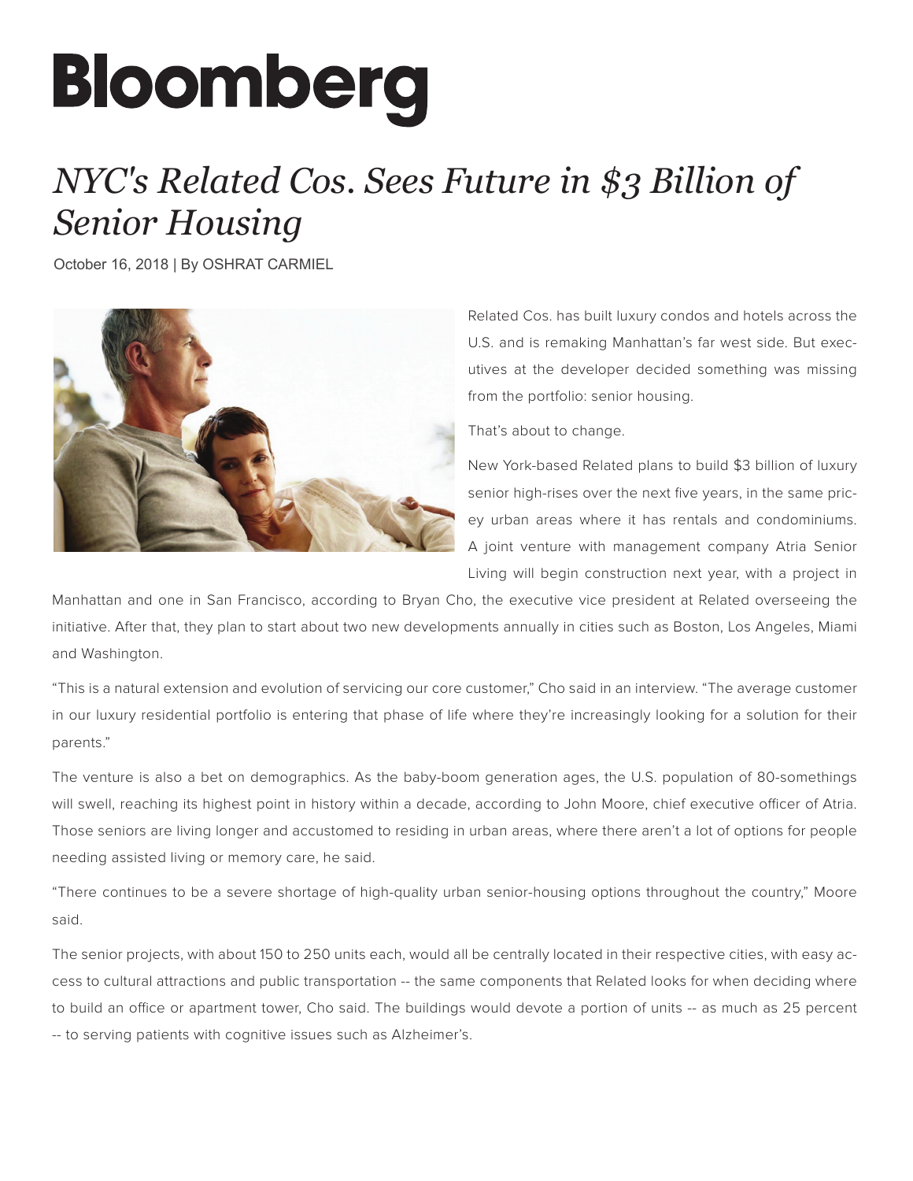# Bloomberg

## *NYC's Related Cos. Sees Future in $3 Billion of Senior Housing*

October 16, 2018 | By OSHRAT CARMIEL

Related Cos. has built luxury condos and hotels across the U.S. and is remaking Manhattan's far west side. But executives at the developer decided something was missing from the portfolio: senior housing.

That's about to change.

New York-based Related plans to build $3 billion of luxury senior high-rises over the next five years, in the same pricey urban areas where it has rentals and condominiums. A joint venture with management company Atria Senior Living will begin construction next year, with a project in Manhattan and one in San Francisco, according to Bryan Cho, the executive vice president at Related overseeing the initiative. After that, they plan to start about two new developments annually in cities such as Boston, Los Angeles, Miami and Washington.

"This is a natural extension and evolution of servicing our core customer," Cho said in an interview. "The average customer in our luxury residential portfolio is entering that phase of life where they're increasingly looking for a solution for their parents."

The venture is also a bet on demographics. As the baby-boom generation ages, the U.S. population of 80-somethings will swell, reaching its highest point in history within a decade, according to John Moore, chief executive officer of Atria. Those seniors are living longer and accustomed to residing in urban areas, where there aren't a lot of options for people needing assisted living or memory care, he said.

"There continues to be a severe shortage of high-quality urban senior-housing options throughout the country," Moore said.

The senior projects, with about 150 to 250 units each, would all be centrally located in their respective cities, with easy access to cultural attractions and public transportation -- the same components that Related looks for when deciding where to build an office or apartment tower, Cho said. The buildings would devote a portion of units -- as much as 25 percent -- to serving patients with cognitive issues such as Alzheimer's.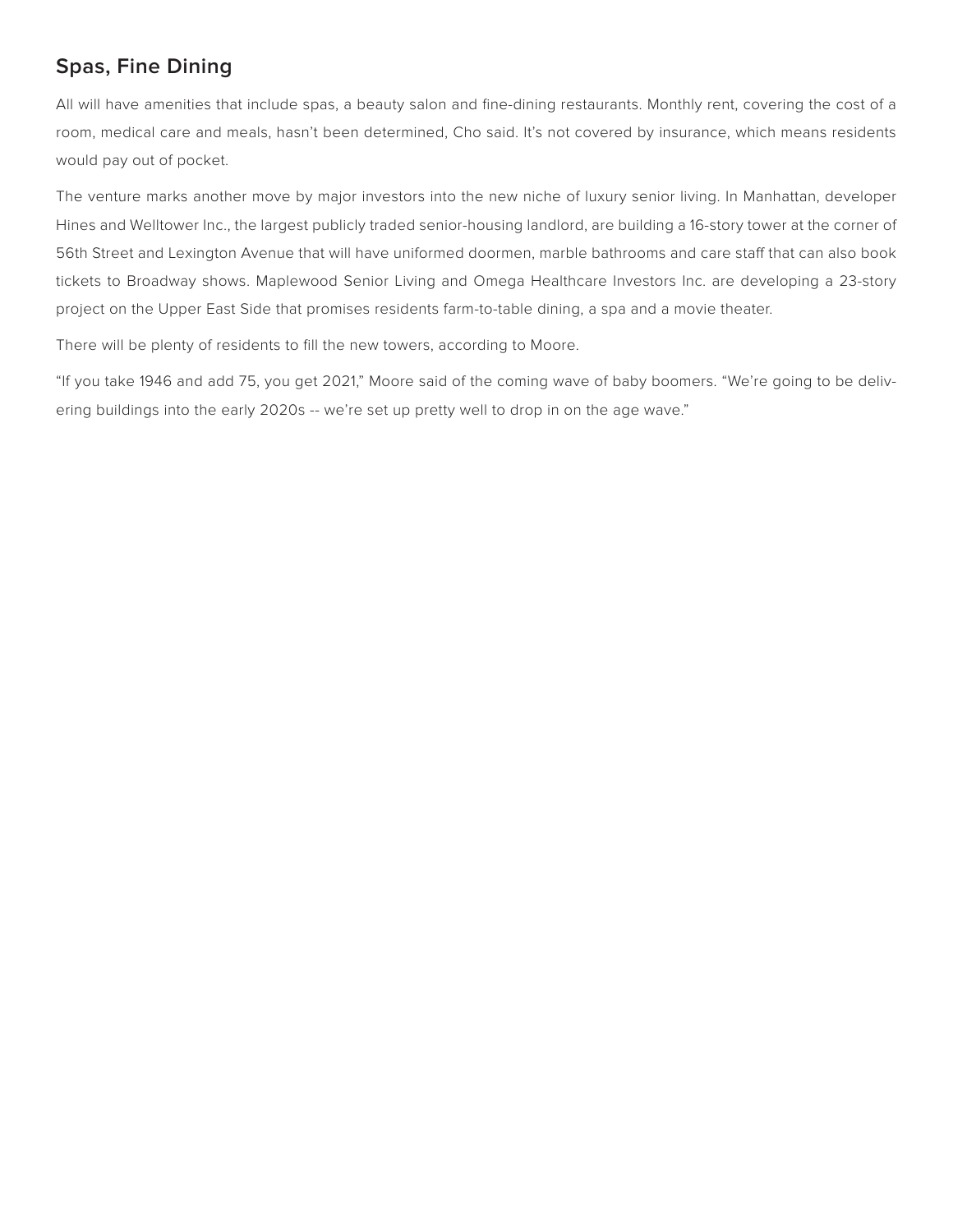## Spas, Fine Dining

All will have amenities that include spas, a beauty salon and fine-dining restaurants. Monthly rent, covering the cost of a room, medical care and meals, hasn't been determined, Cho said. It's not covered by insurance, which means residents would pay out of pocket.

The venture marks another move by major investors into the new niche of luxury senior living. In Manhattan, developer Hines and Welltower Inc., the largest publicly traded senior-housing landlord, are building a 16-story tower at the corner of 56th Street and Lexington Avenue that will have uniformed doormen, marble bathrooms and care staff that can also book tickets to Broadway shows. Maplewood Senior Living and Omega Healthcare Investors Inc. are developing a 23-story project on the Upper East Side that promises residents farm-to-table dining, a spa and a movie theater.

There will be plenty of residents to fill the new towers, according to Moore.

"If you take 1946 and add 75, you get 2021," Moore said of the coming wave of baby boomers. "We're going to be delivering buildings into the early 2020s -- we're set up pretty well to drop in on the age wave."